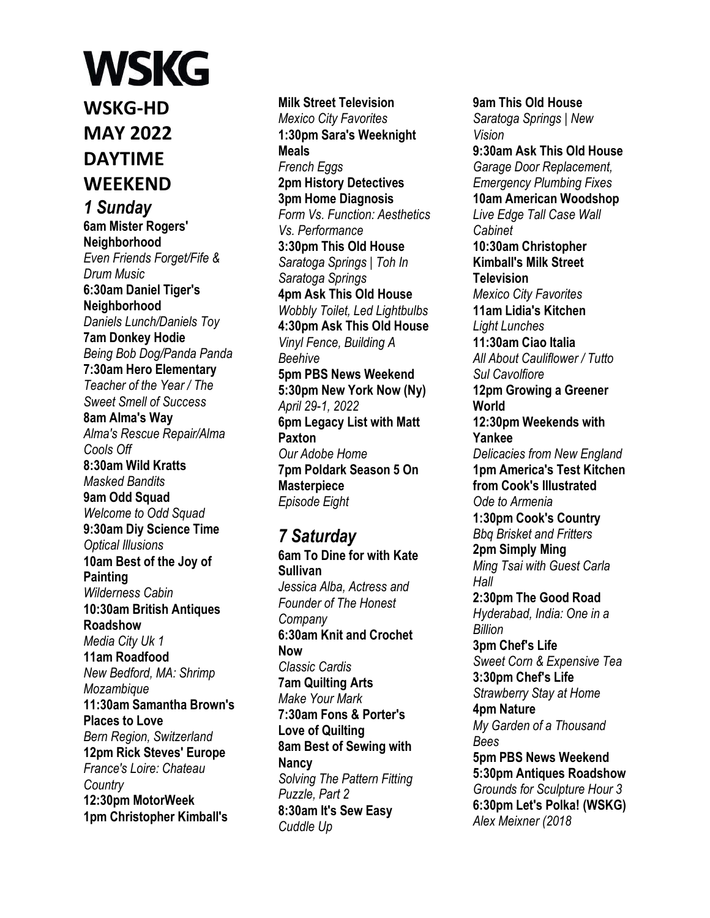# WSKG

## WSKG-HD MAY 2022 DAYTIME WEEKEND

### *1 Sunday*

**6am Mister Rogers' Neighborhood**
*Even Friends Forget/Fife & Drum Music*
**6:30am Daniel Tiger's Neighborhood**
*Daniels Lunch/Daniels Toy*
**7am Donkey Hodie**
*Being Bob Dog/Panda Panda*
**7:30am Hero Elementary**
*Teacher of the Year / The Sweet Smell of Success*
**8am Alma's Way**
*Alma's Rescue Repair/Alma Cools Off*
**8:30am Wild Kratts**
*Masked Bandits*
**9am Odd Squad**
*Welcome to Odd Squad*
**9:30am Diy Science Time**
*Optical Illusions*
**10am Best of the Joy of Painting**
*Wilderness Cabin*
**10:30am British Antiques Roadshow**
*Media City Uk 1*
**11am Roadfood**
*New Bedford, MA: Shrimp Mozambique*
**11:30am Samantha Brown's Places to Love**
*Bern Region, Switzerland*
**12pm Rick Steves' Europe**
*France's Loire: Chateau Country*
**12:30pm MotorWeek**
**1pm Christopher Kimball's Milk Street Television**
*Mexico City Favorites*
**1:30pm Sara's Weeknight Meals**
*French Eggs*
**2pm History Detectives**
**3pm Home Diagnosis**
*Form Vs. Function: Aesthetics Vs. Performance*
**3:30pm This Old House**
*Saratoga Springs | Toh In Saratoga Springs*
**4pm Ask This Old House**
*Wobbly Toilet, Led Lightbulbs*
**4:30pm Ask This Old House**
*Vinyl Fence, Building A Beehive*
**5pm PBS News Weekend**
**5:30pm New York Now (Ny)**
*April 29-1, 2022*
**6pm Legacy List with Matt Paxton**
*Our Adobe Home*
**7pm Poldark Season 5 On Masterpiece**
*Episode Eight*

### *7 Saturday*

**6am To Dine for with Kate Sullivan**
*Jessica Alba, Actress and Founder of The Honest Company*
**6:30am Knit and Crochet Now**
*Classic Cardis*
**7am Quilting Arts**
*Make Your Mark*
**7:30am Fons & Porter's Love of Quilting**
**8am Best of Sewing with Nancy**
*Solving The Pattern Fitting Puzzle, Part 2*
**8:30am It's Sew Easy**
*Cuddle Up*
**9am This Old House**
*Saratoga Springs | New Vision*
**9:30am Ask This Old House**
*Garage Door Replacement, Emergency Plumbing Fixes*
**10am American Woodshop**
*Live Edge Tall Case Wall Cabinet*
**10:30am Christopher Kimball's Milk Street Television**
*Mexico City Favorites*
**11am Lidia's Kitchen**
*Light Lunches*
**11:30am Ciao Italia**
*All About Cauliflower / Tutto Sul Cavolfiore*
**12pm Growing a Greener World**
**12:30pm Weekends with Yankee**
*Delicacies from New England*
**1pm America's Test Kitchen from Cook's Illustrated**
*Ode to Armenia*
**1:30pm Cook's Country**
*Bbq Brisket and Fritters*
**2pm Simply Ming**
*Ming Tsai with Guest Carla Hall*
**2:30pm The Good Road**
*Hyderabad, India: One in a Billion*
**3pm Chef's Life**
*Sweet Corn & Expensive Tea*
**3:30pm Chef's Life**
*Strawberry Stay at Home*
**4pm Nature**
*My Garden of a Thousand Bees*
**5pm PBS News Weekend**
**5:30pm Antiques Roadshow**
*Grounds for Sculpture Hour 3*
**6:30pm Let's Polka! (WSKG)**
*Alex Meixner (2018*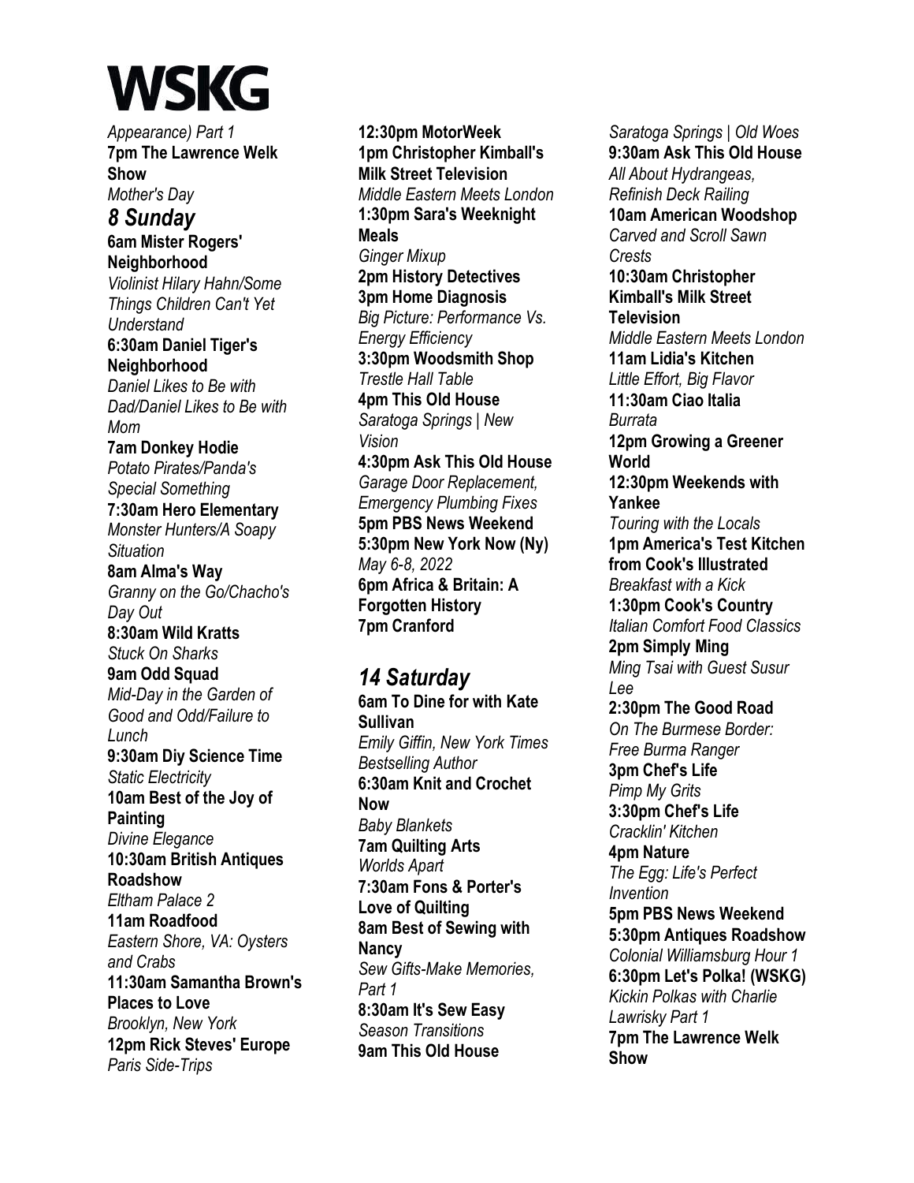*Appearance) Part 1*
**7pm The Lawrence Welk Show**
*Mother's Day*

## *8 Sunday*

**6am Mister Rogers' Neighborhood**
*Violinist Hilary Hahn/Some Things Children Can't Yet Understand*
**6:30am Daniel Tiger's Neighborhood**
*Daniel Likes to Be with Dad/Daniel Likes to Be with Mom*
**7am Donkey Hodie**
*Potato Pirates/Panda's Special Something*
**7:30am Hero Elementary**
*Monster Hunters/A Soapy Situation*
**8am Alma's Way**
*Granny on the Go/Chacho's Day Out*
**8:30am Wild Kratts**
*Stuck On Sharks*
**9am Odd Squad**
*Mid-Day in the Garden of Good and Odd/Failure to Lunch*
**9:30am Diy Science Time**
*Static Electricity*
**10am Best of the Joy of Painting**
*Divine Elegance*
**10:30am British Antiques Roadshow**
*Eltham Palace 2*
**11am Roadfood**
*Eastern Shore, VA: Oysters and Crabs*
**11:30am Samantha Brown's Places to Love**
*Brooklyn, New York*
**12pm Rick Steves' Europe**
*Paris Side-Trips*
**12:30pm MotorWeek**
**1pm Christopher Kimball's Milk Street Television**
*Middle Eastern Meets London*
**1:30pm Sara's Weeknight Meals**
*Ginger Mixup*
**2pm History Detectives**
**3pm Home Diagnosis**
*Big Picture: Performance Vs. Energy Efficiency*
**3:30pm Woodsmith Shop**
*Trestle Hall Table*
**4pm This Old House**
*Saratoga Springs | New Vision*
**4:30pm Ask This Old House**
*Garage Door Replacement, Emergency Plumbing Fixes*
**5pm PBS News Weekend**
**5:30pm New York Now (Ny)**
*May 6-8, 2022*
**6pm Africa & Britain: A Forgotten History**
**7pm Cranford**

## *14 Saturday*

**6am To Dine for with Kate Sullivan**
*Emily Giffin, New York Times Bestselling Author*
**6:30am Knit and Crochet Now**
*Baby Blankets*
**7am Quilting Arts**
*Worlds Apart*
**7:30am Fons & Porter's Love of Quilting**
**8am Best of Sewing with Nancy**
*Sew Gifts-Make Memories, Part 1*
**8:30am It's Sew Easy**
*Season Transitions*
**9am This Old House**
*Saratoga Springs | Old Woes*
**9:30am Ask This Old House**
*All About Hydrangeas, Refinish Deck Railing*
**10am American Woodshop**
*Carved and Scroll Sawn Crests*
**10:30am Christopher Kimball's Milk Street Television**
*Middle Eastern Meets London*
**11am Lidia's Kitchen**
*Little Effort, Big Flavor*
**11:30am Ciao Italia**
*Burrata*
**12pm Growing a Greener World**
**12:30pm Weekends with Yankee**
*Touring with the Locals*
**1pm America's Test Kitchen from Cook's Illustrated**
*Breakfast with a Kick*
**1:30pm Cook's Country**
*Italian Comfort Food Classics*
**2pm Simply Ming**
*Ming Tsai with Guest Susur Lee*
**2:30pm The Good Road**
*On The Burmese Border: Free Burma Ranger*
**3pm Chef's Life**
*Pimp My Grits*
**3:30pm Chef's Life**
*Cracklin' Kitchen*
**4pm Nature**
*The Egg: Life's Perfect Invention*
**5pm PBS News Weekend**
**5:30pm Antiques Roadshow**
*Colonial Williamsburg Hour 1*
**6:30pm Let's Polka! (WSKG)**
*Kickin Polkas with Charlie Lawrisky Part 1*
**7pm The Lawrence Welk Show**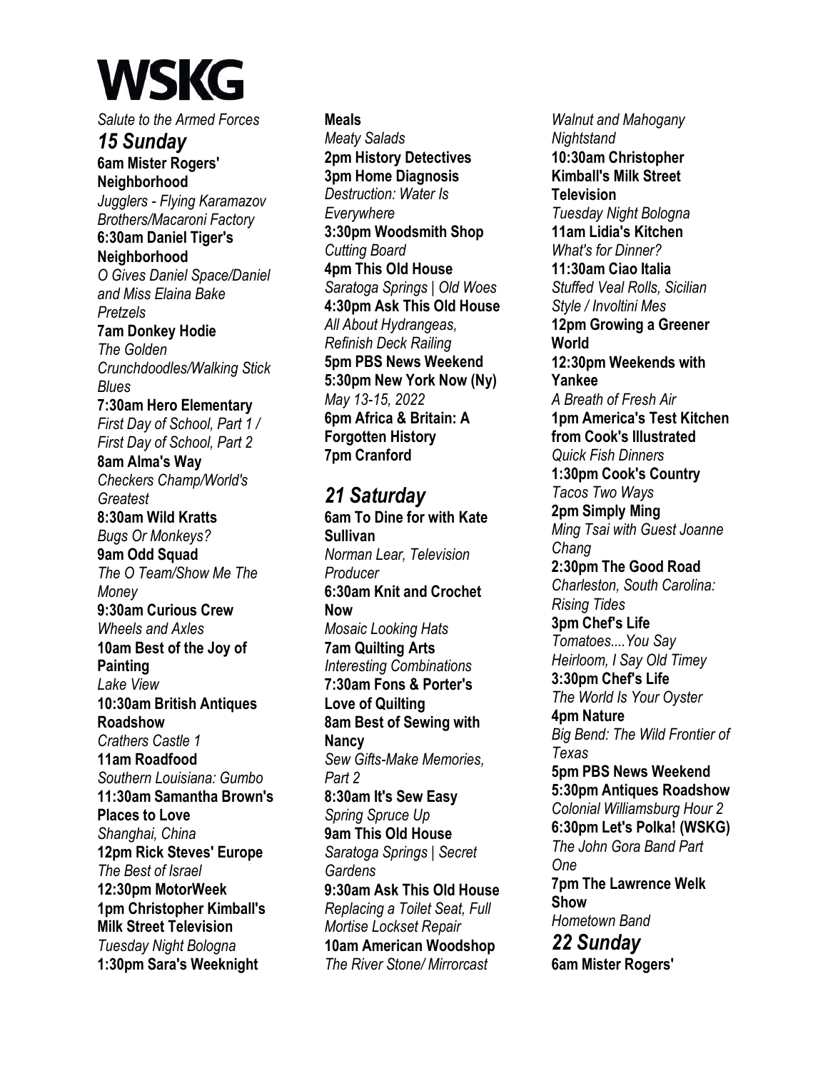# WSKG

*Salute to the Armed Forces*

## *15 Sunday*

**6am Mister Rogers' Neighborhood**
*Jugglers - Flying Karamazov Brothers/Macaroni Factory*
**6:30am Daniel Tiger's Neighborhood**
*O Gives Daniel Space/Daniel and Miss Elaina Bake Pretzels*
**7am Donkey Hodie**
*The Golden Crunchdoodles/Walking Stick Blues*
**7:30am Hero Elementary**
*First Day of School, Part 1 / First Day of School, Part 2*
**8am Alma's Way**
*Checkers Champ/World's Greatest*
**8:30am Wild Kratts**
*Bugs Or Monkeys?*
**9am Odd Squad**
*The O Team/Show Me The Money*
**9:30am Curious Crew**
*Wheels and Axles*
**10am Best of the Joy of Painting**
*Lake View*
**10:30am British Antiques Roadshow**
*Crathers Castle 1*
**11am Roadfood**
*Southern Louisiana: Gumbo*
**11:30am Samantha Brown's Places to Love**
*Shanghai, China*
**12pm Rick Steves' Europe**
*The Best of Israel*
**12:30pm MotorWeek**
**1pm Christopher Kimball's Milk Street Television**
*Tuesday Night Bologna*
**1:30pm Sara's Weeknight Meals**
*Meaty Salads*
**2pm History Detectives**
**3pm Home Diagnosis**
*Destruction: Water Is Everywhere*
**3:30pm Woodsmith Shop**
*Cutting Board*
**4pm This Old House**
*Saratoga Springs | Old Woes*
**4:30pm Ask This Old House**
*All About Hydrangeas, Refinish Deck Railing*
**5pm PBS News Weekend**
**5:30pm New York Now (Ny)**
*May 13-15, 2022*
**6pm Africa & Britain: A Forgotten History**
**7pm Cranford**

## *21 Saturday*

**6am To Dine for with Kate Sullivan**
*Norman Lear, Television Producer*
**6:30am Knit and Crochet Now**
*Mosaic Looking Hats*
**7am Quilting Arts**
*Interesting Combinations*
**7:30am Fons & Porter's Love of Quilting**
**8am Best of Sewing with Nancy**
*Sew Gifts-Make Memories, Part 2*
**8:30am It's Sew Easy**
*Spring Spruce Up*
**9am This Old House**
*Saratoga Springs | Secret Gardens*
**9:30am Ask This Old House**
*Replacing a Toilet Seat, Full Mortise Lockset Repair*
**10am American Woodshop**
*The River Stone/ Mirrorcast Walnut and Mahogany Nightstand*
**10:30am Christopher Kimball's Milk Street Television**
*Tuesday Night Bologna*
**11am Lidia's Kitchen**
*What's for Dinner?*
**11:30am Ciao Italia**
*Stuffed Veal Rolls, Sicilian Style / Involtini Mes*
**12pm Growing a Greener World**
**12:30pm Weekends with Yankee**
*A Breath of Fresh Air*
**1pm America's Test Kitchen from Cook's Illustrated**
*Quick Fish Dinners*
**1:30pm Cook's Country**
*Tacos Two Ways*
**2pm Simply Ming**
*Ming Tsai with Guest Joanne Chang*
**2:30pm The Good Road**
*Charleston, South Carolina: Rising Tides*
**3pm Chef's Life**
*Tomatoes....You Say Heirloom, I Say Old Timey*
**3:30pm Chef's Life**
*The World Is Your Oyster*
**4pm Nature**
*Big Bend: The Wild Frontier of Texas*
**5pm PBS News Weekend**
**5:30pm Antiques Roadshow**
*Colonial Williamsburg Hour 2*
**6:30pm Let's Polka! (WSKG)**
*The John Gora Band Part One*
**7pm The Lawrence Welk Show**
*Hometown Band*

## *22 Sunday*

**6am Mister Rogers'**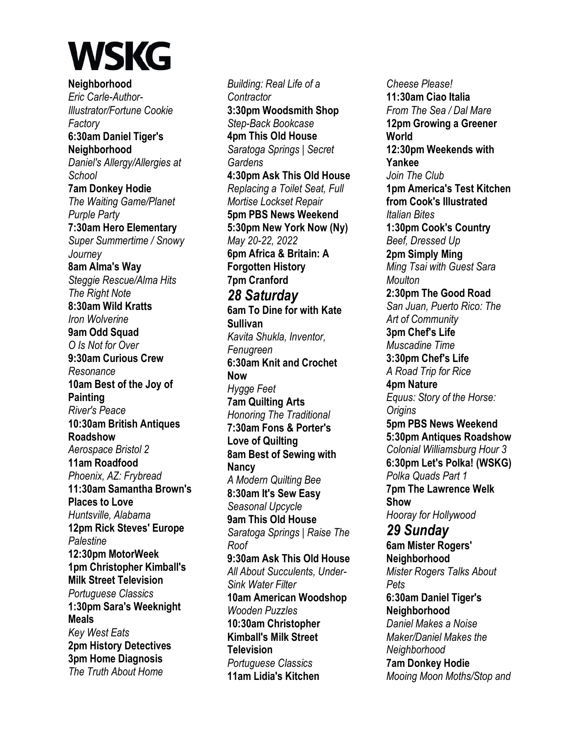**WSKG**

**Neighborhood**
*Eric Carle-Author-Illustrator/Fortune Cookie Factory*
**6:30am Daniel Tiger's Neighborhood**
*Daniel's Allergy/Allergies at School*
**7am Donkey Hodie**
*The Waiting Game/Planet Purple Party*
**7:30am Hero Elementary**
*Super Summertime / Snowy Journey*
**8am Alma's Way**
*Steggie Rescue/Alma Hits The Right Note*
**8:30am Wild Kratts**
*Iron Wolverine*
**9am Odd Squad**
*O Is Not for Over*
**9:30am Curious Crew**
*Resonance*
**10am Best of the Joy of Painting**
*River's Peace*
**10:30am British Antiques Roadshow**
*Aerospace Bristol 2*
**11am Roadfood**
*Phoenix, AZ: Frybread*
**11:30am Samantha Brown's Places to Love**
*Huntsville, Alabama*
**12pm Rick Steves' Europe**
*Palestine*
**12:30pm MotorWeek**
**1pm Christopher Kimball's Milk Street Television**
*Portuguese Classics*
**1:30pm Sara's Weeknight Meals**
*Key West Eats*
**2pm History Detectives**
**3pm Home Diagnosis**
*The Truth About Home Building: Real Life of a Contractor*
**3:30pm Woodsmith Shop**
*Step-Back Bookcase*
**4pm This Old House**
*Saratoga Springs | Secret Gardens*
**4:30pm Ask This Old House**
*Replacing a Toilet Seat, Full Mortise Lockset Repair*
**5pm PBS News Weekend**
**5:30pm New York Now (Ny)**
*May 20-22, 2022*
**6pm Africa & Britain: A Forgotten History**
**7pm Cranford**

## *28 Saturday*

**6am To Dine for with Kate Sullivan**
*Kavita Shukla, Inventor, Fenugreen*
**6:30am Knit and Crochet Now**
*Hygge Feet*
**7am Quilting Arts**
*Honoring The Traditional*
**7:30am Fons & Porter's Love of Quilting**
**8am Best of Sewing with Nancy**
*A Modern Quilting Bee*
**8:30am It's Sew Easy**
*Seasonal Upcycle*
**9am This Old House**
*Saratoga Springs | Raise The Roof*
**9:30am Ask This Old House**
*All About Succulents, Under-Sink Water Filter*
**10am American Woodshop**
*Wooden Puzzles*
**10:30am Christopher Kimball's Milk Street Television**
*Portuguese Classics*
**11am Lidia's Kitchen**
*Cheese Please!*
**11:30am Ciao Italia**
*From The Sea / Dal Mare*
**12pm Growing a Greener World**
**12:30pm Weekends with Yankee**
*Join The Club*
**1pm America's Test Kitchen from Cook's Illustrated**
*Italian Bites*
**1:30pm Cook's Country**
*Beef, Dressed Up*
**2pm Simply Ming**
*Ming Tsai with Guest Sara Moulton*
**2:30pm The Good Road**
*San Juan, Puerto Rico: The Art of Community*
**3pm Chef's Life**
*Muscadine Time*
**3:30pm Chef's Life**
*A Road Trip for Rice*
**4pm Nature**
*Equus: Story of the Horse: Origins*
**5pm PBS News Weekend**
**5:30pm Antiques Roadshow**
*Colonial Williamsburg Hour 3*
**6:30pm Let's Polka! (WSKG)**
*Polka Quads Part 1*
**7pm The Lawrence Welk Show**
*Hooray for Hollywood*

## *29 Sunday*

**6am Mister Rogers' Neighborhood**
*Mister Rogers Talks About Pets*
**6:30am Daniel Tiger's Neighborhood**
*Daniel Makes a Noise Maker/Daniel Makes the Neighborhood*
**7am Donkey Hodie**
*Mooing Moon Moths/Stop and*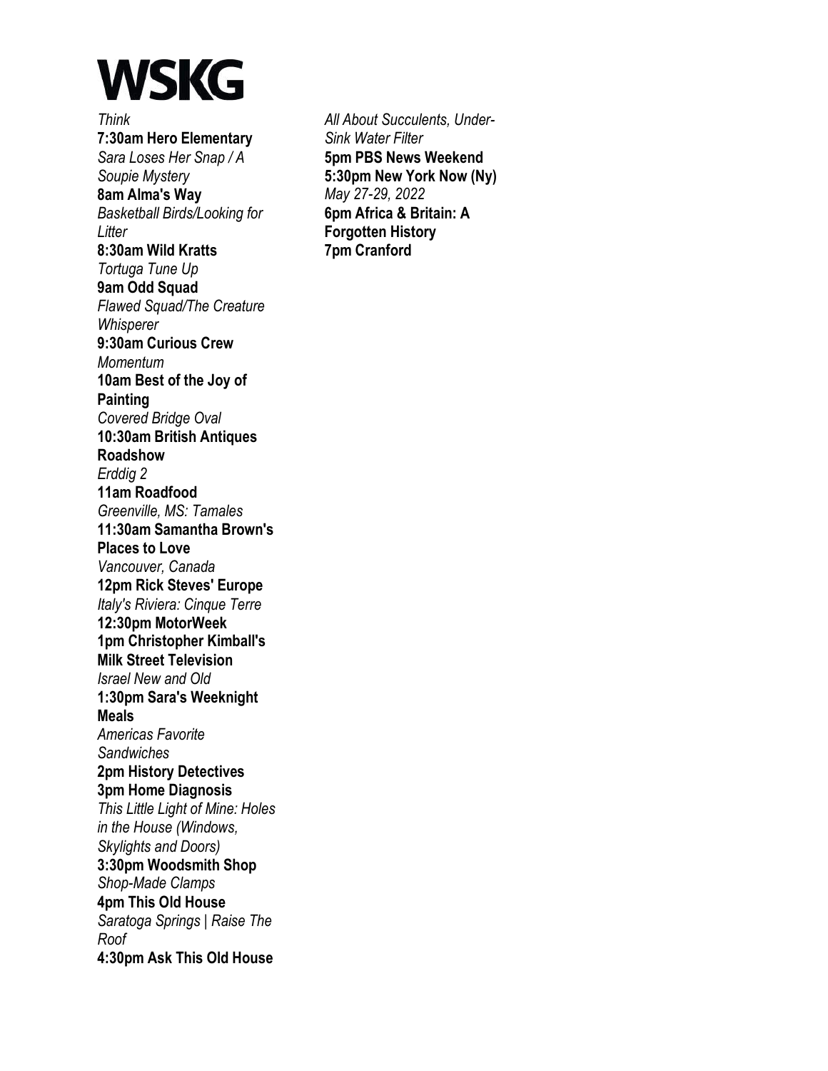# WSKG

*Think*

**7:30am Hero Elementary**
*Sara Loses Her Snap / A Soupie Mystery*

**8am Alma's Way**
*Basketball Birds/Looking for Litter*

**8:30am Wild Kratts**
*Tortuga Tune Up*

**9am Odd Squad**
*Flawed Squad/The Creature Whisperer*

**9:30am Curious Crew**
*Momentum*

**10am Best of the Joy of Painting**
*Covered Bridge Oval*

**10:30am British Antiques Roadshow**
*Erddig 2*

**11am Roadfood**
*Greenville, MS: Tamales*

**11:30am Samantha Brown's Places to Love**
*Vancouver, Canada*

**12pm Rick Steves' Europe**
*Italy's Riviera: Cinque Terre*

**12:30pm MotorWeek**

**1pm Christopher Kimball's Milk Street Television**
*Israel New and Old*

**1:30pm Sara's Weeknight Meals**
*Americas Favorite Sandwiches*

**2pm History Detectives**

**3pm Home Diagnosis**
*This Little Light of Mine: Holes in the House (Windows, Skylights and Doors)*

**3:30pm Woodsmith Shop**
*Shop-Made Clamps*

**4pm This Old House**
*Saratoga Springs | Raise The Roof*

**4:30pm Ask This Old House**
*All About Succulents, Under-Sink Water Filter*

**5pm PBS News Weekend**

**5:30pm New York Now (Ny)**
*May 27-29, 2022*

**6pm Africa & Britain: A Forgotten History**

**7pm Cranford**